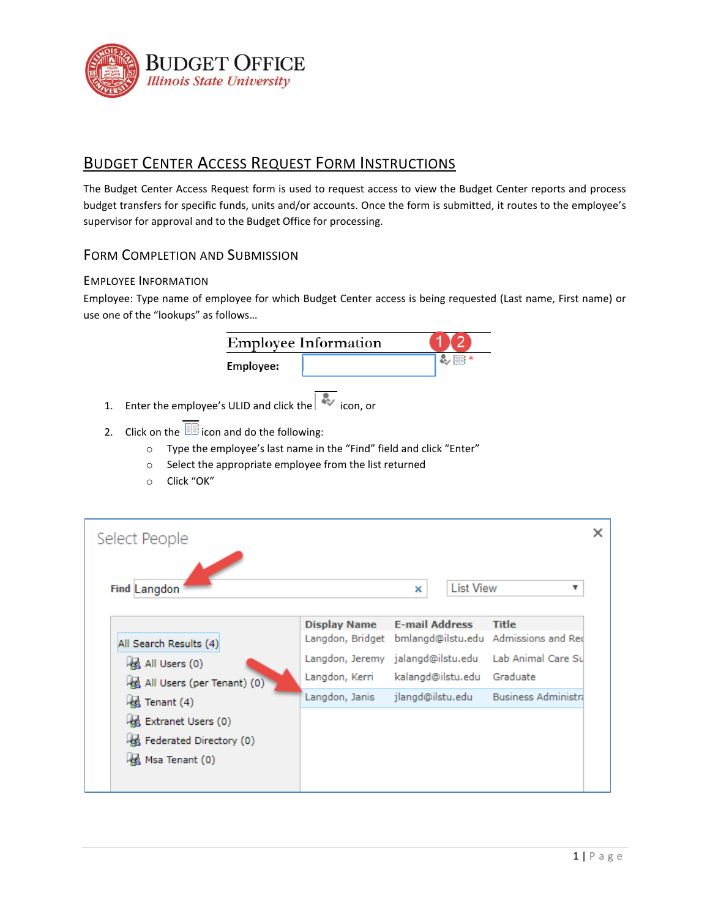# Budget Office
*Illinois State University*

## Budget Center Access Request Form Instructions

The Budget Center Access Request form is used to request access to view the Budget Center reports and process budget transfers for specific funds, units and/or accounts. Once the form is submitted, it routes to the employee's supervisor for approval and to the Budget Office for processing.

### Form Completion and Submission

#### Employee Information

Employee: Type name of employee for which Budget Center access is being requested (Last name, First name) or use one of the "lookups" as follows…

1. Enter the employee's ULID and click the icon, or
2. Click on the icon and do the following:
   - Type the employee's last name in the "Find" field and click "Enter"
   - Select the appropriate employee from the list returned
   - Click "OK"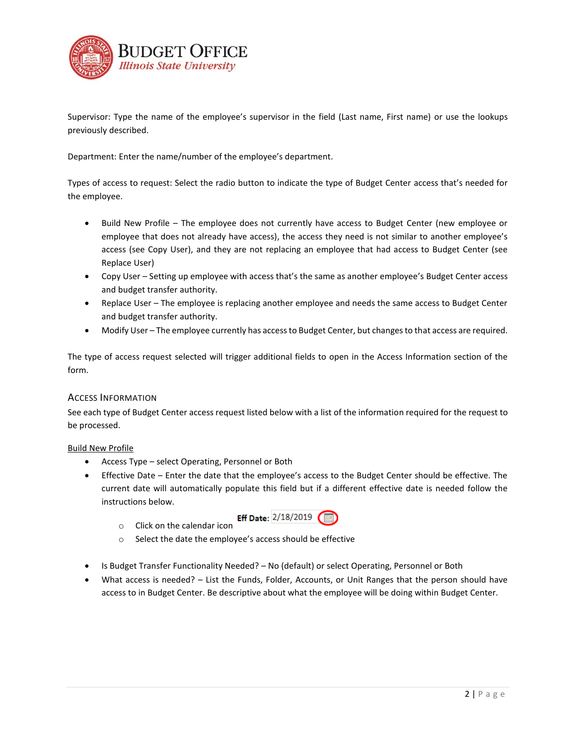Supervisor: Type the name of the employee's supervisor in the field (Last name, First name) or use the lookups previously described.

Department: Enter the name/number of the employee's department.

Types of access to request: Select the radio button to indicate the type of Budget Center access that's needed for the employee.

- Build New Profile – The employee does not currently have access to Budget Center (new employee or employee that does not already have access), the access they need is not similar to another employee's access (see Copy User), and they are not replacing an employee that had access to Budget Center (see Replace User)
- Copy User – Setting up employee with access that's the same as another employee's Budget Center access and budget transfer authority.
- Replace User – The employee is replacing another employee and needs the same access to Budget Center and budget transfer authority.
- Modify User – The employee currently has access to Budget Center, but changes to that access are required.

The type of access request selected will trigger additional fields to open in the Access Information section of the form.

## Access Information

See each type of Budget Center access request listed below with a list of the information required for the request to be processed.

<u>Build New Profile</u>

- Access Type – select Operating, Personnel or Both
- Effective Date – Enter the date that the employee's access to the Budget Center should be effective. The current date will automatically populate this field but if a different effective date is needed follow the instructions below.
  - Click on the calendar icon **Eff Date:** 2/18/2019
  - Select the date the employee's access should be effective
- Is Budget Transfer Functionality Needed? – No (default) or select Operating, Personnel or Both
- What access is needed? – List the Funds, Folder, Accounts, or Unit Ranges that the person should have access to in Budget Center. Be descriptive about what the employee will be doing within Budget Center.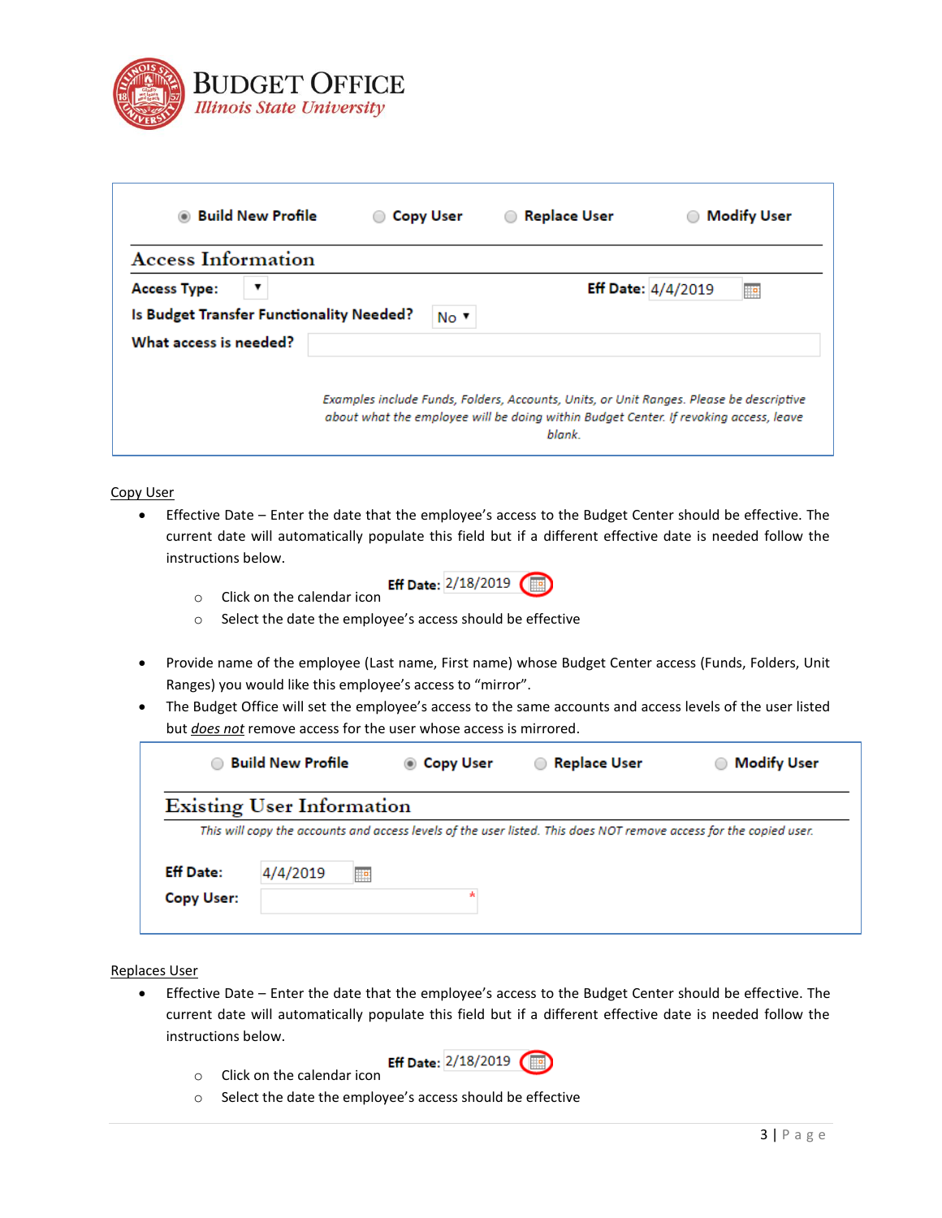Build New Profile   Copy User   Replace User   Modify User

**Access Information**

**Access Type:**

**Eff Date:** 4/4/2019

**Is Budget Transfer Functionality Needed?** No

**What access is needed?**

*Examples include Funds, Folders, Accounts, Units, or Unit Ranges. Please be descriptive about what the employee will be doing within Budget Center. If revoking access, leave blank.*

Copy User

- Effective Date – Enter the date that the employee's access to the Budget Center should be effective. The current date will automatically populate this field but if a different effective date is needed follow the instructions below.
    - Click on the calendar icon **Eff Date:** 2/18/2019
    - Select the date the employee's access should be effective
- Provide name of the employee (Last name, First name) whose Budget Center access (Funds, Folders, Unit Ranges) you would like this employee's access to "mirror".
- The Budget Office will set the employee's access to the same accounts and access levels of the user listed but *does not* remove access for the user whose access is mirrored.

Build New Profile   Copy User   Replace User   Modify User

**Existing User Information**

*This will copy the accounts and access levels of the user listed. This does NOT remove access for the copied user.*

**Eff Date:** 4/4/2019

**Copy User:** *

Replaces User

- Effective Date – Enter the date that the employee's access to the Budget Center should be effective. The current date will automatically populate this field but if a different effective date is needed follow the instructions below.
    - Click on the calendar icon **Eff Date:** 2/18/2019
    - Select the date the employee's access should be effective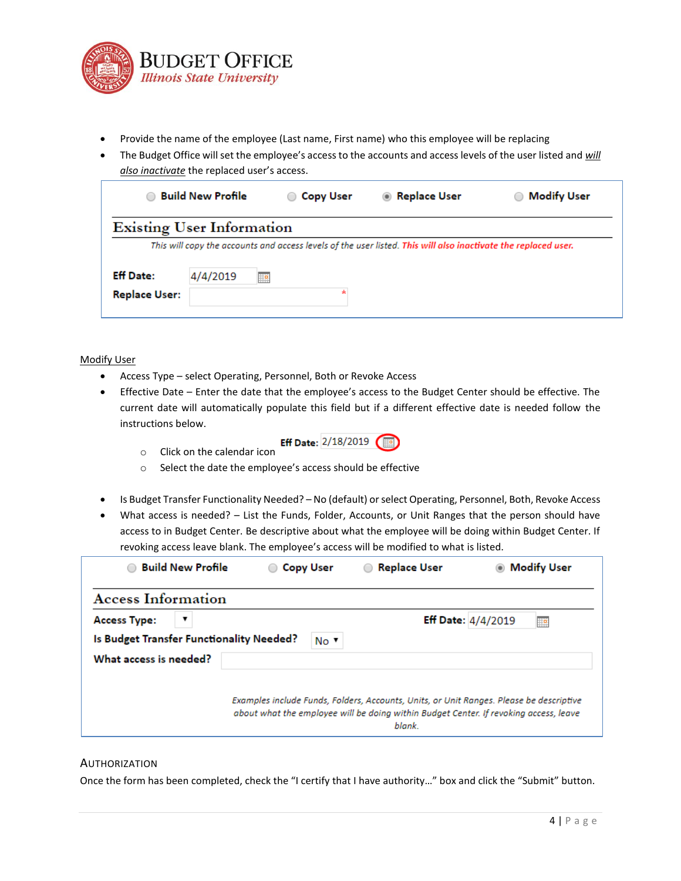- Provide the name of the employee (Last name, First name) who this employee will be replacing
- The Budget Office will set the employee's access to the accounts and access levels of the user listed and *will also inactivate* the replaced user's access.

Build New Profile | Copy User | ◉ Replace User | Modify User

**Existing User Information**

*This will copy the accounts and access levels of the user listed. This will also inactivate the replaced user.*

**Eff Date:** 4/4/2019

**Replace User:** *

Modify User

- Access Type – select Operating, Personnel, Both or Revoke Access
- Effective Date – Enter the date that the employee's access to the Budget Center should be effective. The current date will automatically populate this field but if a different effective date is needed follow the instructions below.
  - Click on the calendar icon — **Eff Date:** 2/18/2019
  - Select the date the employee's access should be effective
- Is Budget Transfer Functionality Needed? – No (default) or select Operating, Personnel, Both, Revoke Access
- What access is needed? – List the Funds, Folder, Accounts, or Unit Ranges that the person should have access to in Budget Center. Be descriptive about what the employee will be doing within Budget Center. If revoking access leave blank. The employee's access will be modified to what is listed.

Build New Profile | Copy User | Replace User | ◉ Modify User

**Access Information**

**Access Type:** ▾ **Eff Date:** 4/4/2019

**Is Budget Transfer Functionality Needed?** No ▾

**What access is needed?**

*Examples include Funds, Folders, Accounts, Units, or Unit Ranges. Please be descriptive about what the employee will be doing within Budget Center. If revoking access, leave blank.*

## Authorization

Once the form has been completed, check the "I certify that I have authority…" box and click the "Submit" button.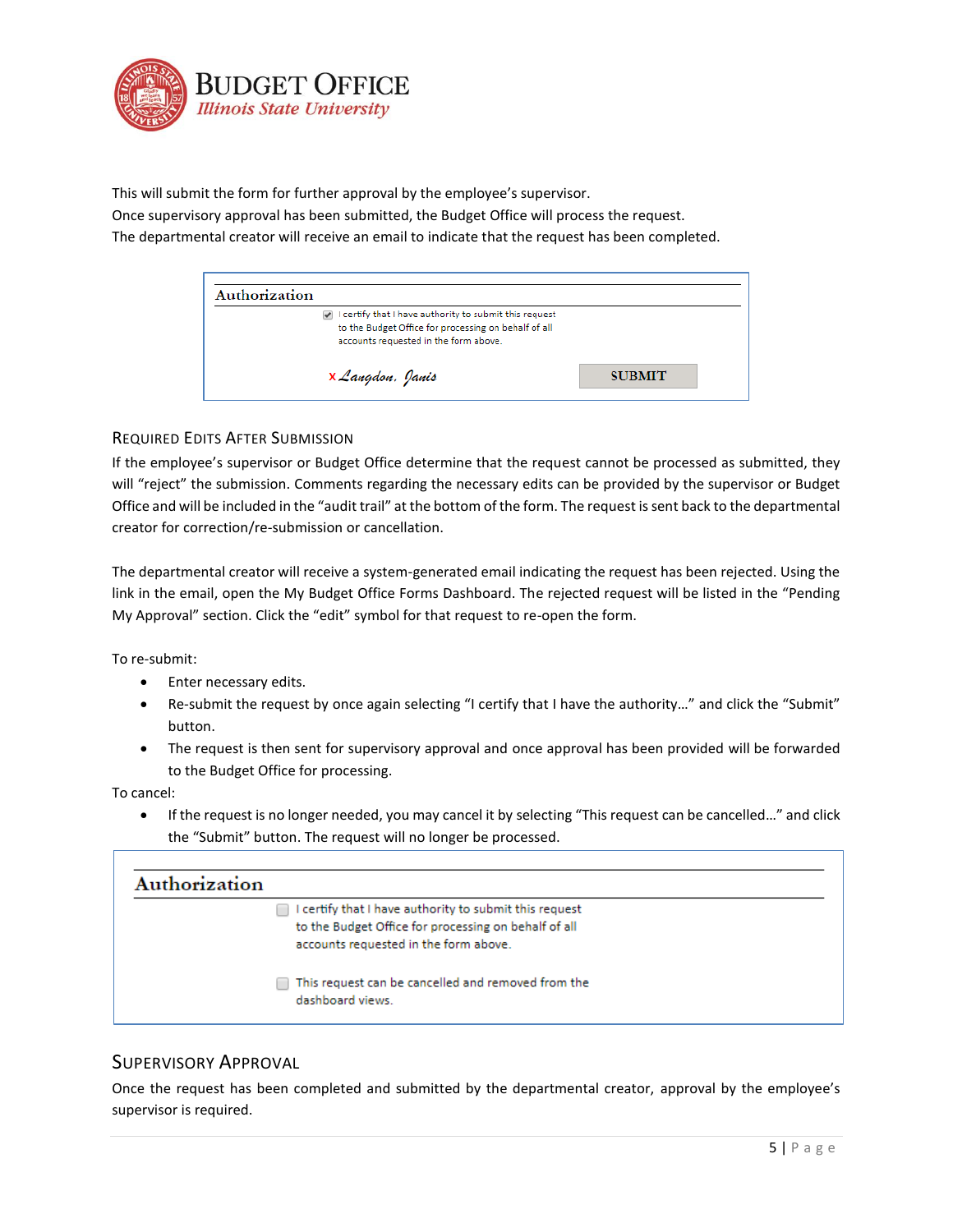This will submit the form for further approval by the employee's supervisor.
Once supervisory approval has been submitted, the Budget Office will process the request.
The departmental creator will receive an email to indicate that the request has been completed.

**Authorization**

☑ I certify that I have authority to submit this request to the Budget Office for processing on behalf of all accounts requested in the form above.

x Langdon, Janis    SUBMIT

## Required Edits After Submission

If the employee's supervisor or Budget Office determine that the request cannot be processed as submitted, they will "reject" the submission. Comments regarding the necessary edits can be provided by the supervisor or Budget Office and will be included in the "audit trail" at the bottom of the form. The request is sent back to the departmental creator for correction/re-submission or cancellation.

The departmental creator will receive a system-generated email indicating the request has been rejected. Using the link in the email, open the My Budget Office Forms Dashboard. The rejected request will be listed in the "Pending My Approval" section. Click the "edit" symbol for that request to re-open the form.

To re-submit:

- Enter necessary edits.
- Re-submit the request by once again selecting "I certify that I have the authority…" and click the "Submit" button.
- The request is then sent for supervisory approval and once approval has been provided will be forwarded to the Budget Office for processing.

To cancel:

- If the request is no longer needed, you may cancel it by selecting "This request can be cancelled…" and click the "Submit" button. The request will no longer be processed.

**Authorization**

☐ I certify that I have authority to submit this request to the Budget Office for processing on behalf of all accounts requested in the form above.

☐ This request can be cancelled and removed from the dashboard views.

## Supervisory Approval

Once the request has been completed and submitted by the departmental creator, approval by the employee's supervisor is required.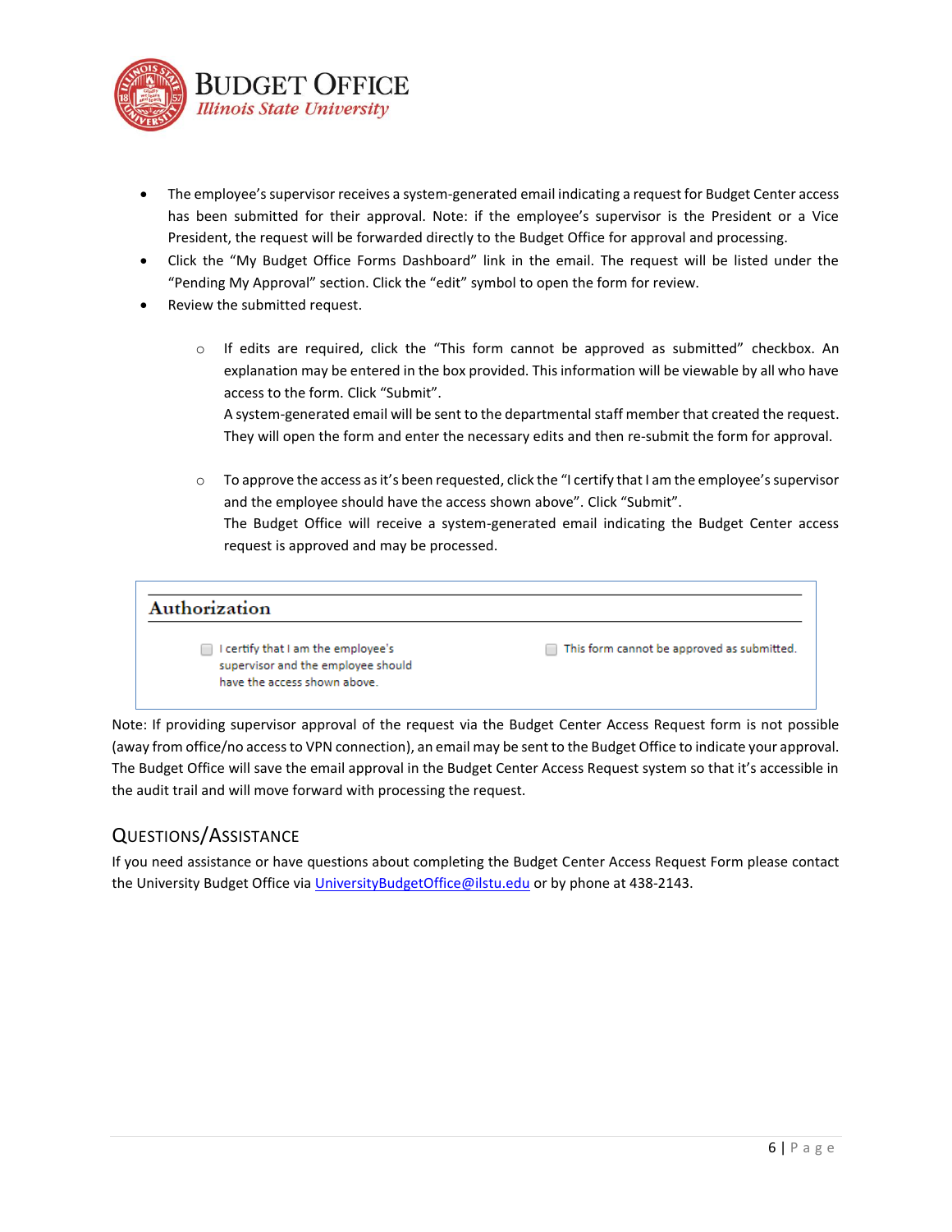- The employee's supervisor receives a system-generated email indicating a request for Budget Center access has been submitted for their approval. Note: if the employee's supervisor is the President or a Vice President, the request will be forwarded directly to the Budget Office for approval and processing.
- Click the "My Budget Office Forms Dashboard" link in the email. The request will be listed under the "Pending My Approval" section. Click the "edit" symbol to open the form for review.
- Review the submitted request.
  - If edits are required, click the "This form cannot be approved as submitted" checkbox. An explanation may be entered in the box provided. This information will be viewable by all who have access to the form. Click "Submit".
    A system-generated email will be sent to the departmental staff member that created the request. They will open the form and enter the necessary edits and then re-submit the form for approval.
  - To approve the access as it's been requested, click the "I certify that I am the employee's supervisor and the employee should have the access shown above". Click "Submit".
    The Budget Office will receive a system-generated email indicating the Budget Center access request is approved and may be processed.

**Authorization**

☐ I certify that I am the employee's supervisor and the employee should have the access shown above.

☐ This form cannot be approved as submitted.

Note: If providing supervisor approval of the request via the Budget Center Access Request form is not possible (away from office/no access to VPN connection), an email may be sent to the Budget Office to indicate your approval. The Budget Office will save the email approval in the Budget Center Access Request system so that it's accessible in the audit trail and will move forward with processing the request.

## Questions/Assistance

If you need assistance or have questions about completing the Budget Center Access Request Form please contact the University Budget Office via UniversityBudgetOffice@ilstu.edu or by phone at 438-2143.